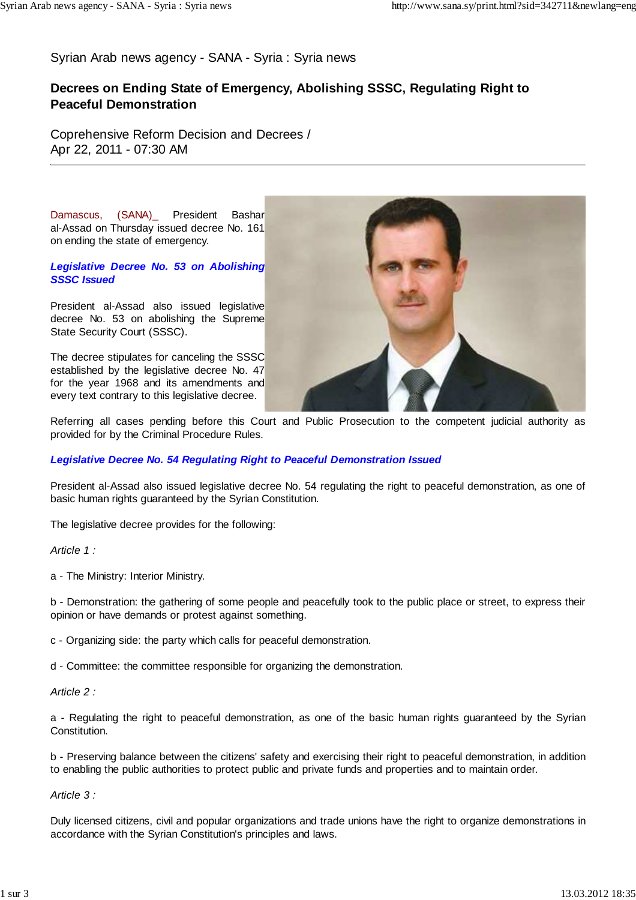Syrian Arab news agency - SANA - Syria : Syria news

# Decrees on Ending State of Emergency, Abolishing SSSC, Regulating Right to Peaceful Demonstration

Coprehensive Reform Decision and Decrees /
Apr 22, 2011 - 07:30 AM

---

Damascus, (SANA)_ President Bashar al-Assad on Thursday issued decree No. 161 on ending the state of emergency.

***Legislative Decree No. 53 on Abolishing SSSC Issued***

President al-Assad also issued legislative decree No. 53 on abolishing the Supreme State Security Court (SSSC).

The decree stipulates for canceling the SSSC established by the legislative decree No. 47 for the year 1968 and its amendments and every text contrary to this legislative decree.

Referring all cases pending before this Court and Public Prosecution to the competent judicial authority as provided for by the Criminal Procedure Rules.

***Legislative Decree No. 54 Regulating Right to Peaceful Demonstration Issued***

President al-Assad also issued legislative decree No. 54 regulating the right to peaceful demonstration, as one of basic human rights guaranteed by the Syrian Constitution.

The legislative decree provides for the following:

*Article 1 :*

a - The Ministry: Interior Ministry.

b - Demonstration: the gathering of some people and peacefully took to the public place or street, to express their opinion or have demands or protest against something.

c - Organizing side: the party which calls for peaceful demonstration.

d - Committee: the committee responsible for organizing the demonstration.

*Article 2 :*

a - Regulating the right to peaceful demonstration, as one of the basic human rights guaranteed by the Syrian Constitution.

b - Preserving balance between the citizens' safety and exercising their right to peaceful demonstration, in addition to enabling the public authorities to protect public and private funds and properties and to maintain order.

*Article 3 :*

Duly licensed citizens, civil and popular organizations and trade unions have the right to organize demonstrations in accordance with the Syrian Constitution's principles and laws.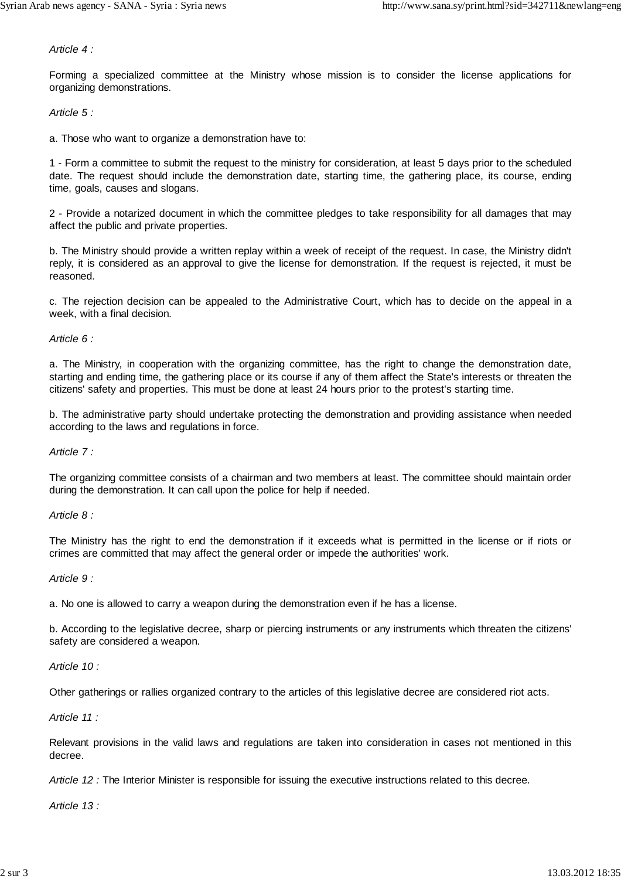*Article 4 :*

Forming a specialized committee at the Ministry whose mission is to consider the license applications for organizing demonstrations.

*Article 5 :*

a. Those who want to organize a demonstration have to:

1 - Form a committee to submit the request to the ministry for consideration, at least 5 days prior to the scheduled date. The request should include the demonstration date, starting time, the gathering place, its course, ending time, goals, causes and slogans.

2 - Provide a notarized document in which the committee pledges to take responsibility for all damages that may affect the public and private properties.

b. The Ministry should provide a written replay within a week of receipt of the request. In case, the Ministry didn't reply, it is considered as an approval to give the license for demonstration. If the request is rejected, it must be reasoned.

c. The rejection decision can be appealed to the Administrative Court, which has to decide on the appeal in a week, with a final decision.

*Article 6 :*

a. The Ministry, in cooperation with the organizing committee, has the right to change the demonstration date, starting and ending time, the gathering place or its course if any of them affect the State's interests or threaten the citizens' safety and properties. This must be done at least 24 hours prior to the protest's starting time.

b. The administrative party should undertake protecting the demonstration and providing assistance when needed according to the laws and regulations in force.

*Article 7 :*

The organizing committee consists of a chairman and two members at least. The committee should maintain order during the demonstration. It can call upon the police for help if needed.

*Article 8 :*

The Ministry has the right to end the demonstration if it exceeds what is permitted in the license or if riots or crimes are committed that may affect the general order or impede the authorities' work.

*Article 9 :*

a. No one is allowed to carry a weapon during the demonstration even if he has a license.

b. According to the legislative decree, sharp or piercing instruments or any instruments which threaten the citizens' safety are considered a weapon.

*Article 10 :*

Other gatherings or rallies organized contrary to the articles of this legislative decree are considered riot acts.

*Article 11 :*

Relevant provisions in the valid laws and regulations are taken into consideration in cases not mentioned in this decree.

*Article 12 :* The Interior Minister is responsible for issuing the executive instructions related to this decree.

*Article 13 :*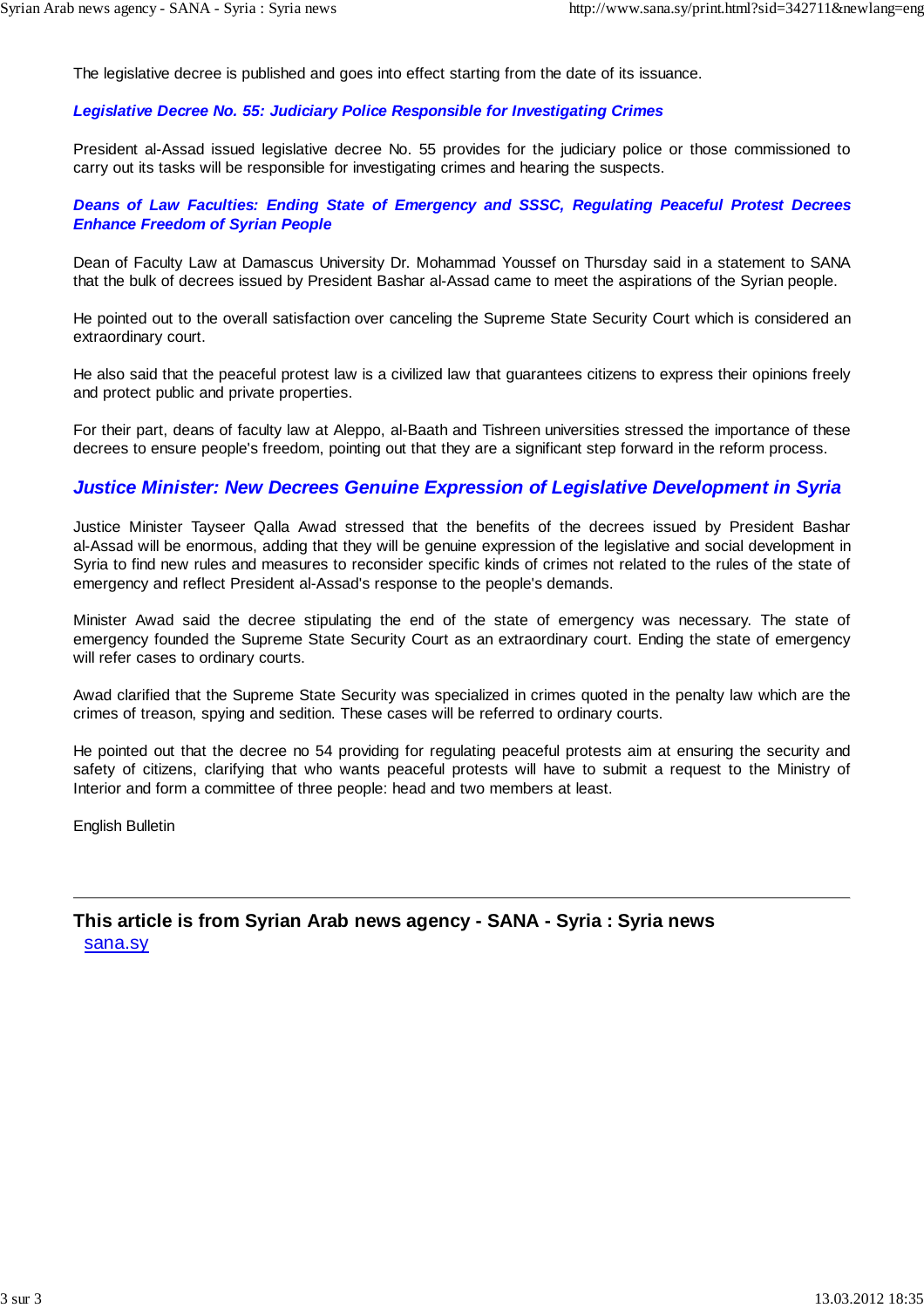The legislative decree is published and goes into effect starting from the date of its issuance.

### *Legislative Decree No. 55: Judiciary Police Responsible for Investigating Crimes*

President al-Assad issued legislative decree No. 55 provides for the judiciary police or those commissioned to carry out its tasks will be responsible for investigating crimes and hearing the suspects.

### *Deans of Law Faculties: Ending State of Emergency and SSSC, Regulating Peaceful Protest Decrees Enhance Freedom of Syrian People*

Dean of Faculty Law at Damascus University Dr. Mohammad Youssef on Thursday said in a statement to SANA that the bulk of decrees issued by President Bashar al-Assad came to meet the aspirations of the Syrian people.

He pointed out to the overall satisfaction over canceling the Supreme State Security Court which is considered an extraordinary court.

He also said that the peaceful protest law is a civilized law that guarantees citizens to express their opinions freely and protect public and private properties.

For their part, deans of faculty law at Aleppo, al-Baath and Tishreen universities stressed the importance of these decrees to ensure people's freedom, pointing out that they are a significant step forward in the reform process.

## *Justice Minister: New Decrees Genuine Expression of Legislative Development in Syria*

Justice Minister Tayseer Qalla Awad stressed that the benefits of the decrees issued by President Bashar al-Assad will be enormous, adding that they will be genuine expression of the legislative and social development in Syria to find new rules and measures to reconsider specific kinds of crimes not related to the rules of the state of emergency and reflect President al-Assad's response to the people's demands.

Minister Awad said the decree stipulating the end of the state of emergency was necessary. The state of emergency founded the Supreme State Security Court as an extraordinary court. Ending the state of emergency will refer cases to ordinary courts.

Awad clarified that the Supreme State Security was specialized in crimes quoted in the penalty law which are the crimes of treason, spying and sedition. These cases will be referred to ordinary courts.

He pointed out that the decree no 54 providing for regulating peaceful protests aim at ensuring the security and safety of citizens, clarifying that who wants peaceful protests will have to submit a request to the Ministry of Interior and form a committee of three people: head and two members at least.

English Bulletin

---

**This article is from Syrian Arab news agency - SANA - Syria : Syria news**
sana.sy